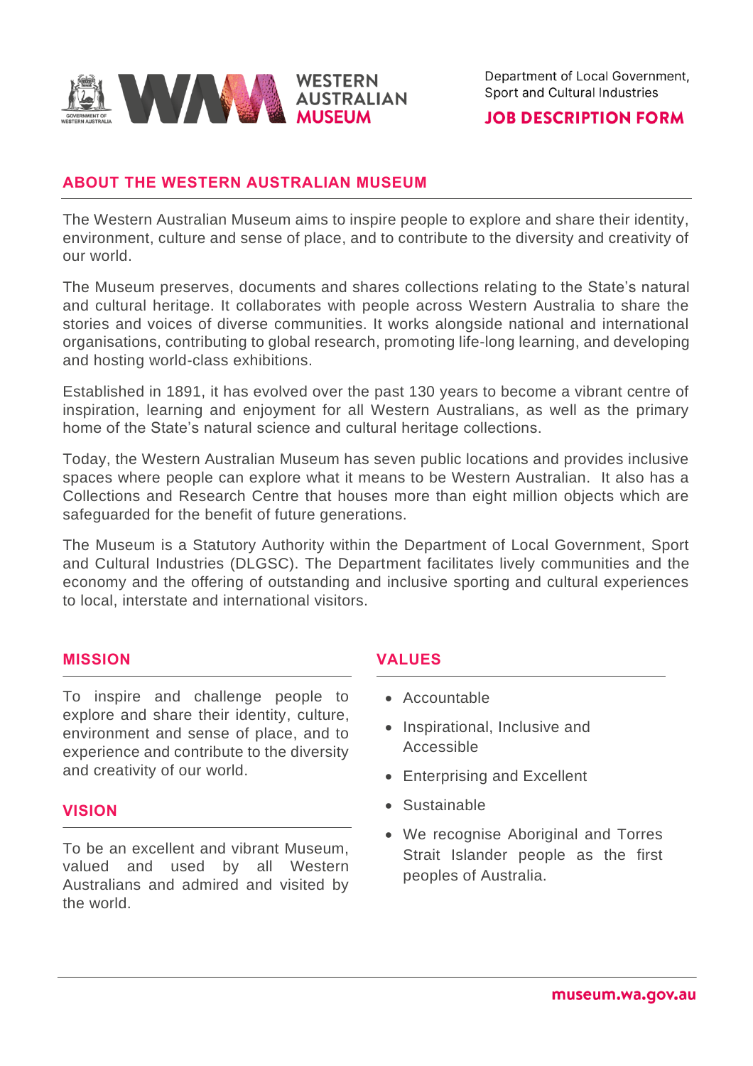Department of Local Government, Sport and Cultural Industries

# JOB DESCRIPTION FORM

## ABOUT THE WESTERN AUSTRALIAN MUSEUM

The Western Australian Museum aims to inspire people to explore and share their identity, environment, culture and sense of place, and to contribute to the diversity and creativity of our world.

The Museum preserves, documents and shares collections relating to the State's natural and cultural heritage. It collaborates with people across Western Australia to share the stories and voices of diverse communities. It works alongside national and international organisations, contributing to global research, promoting life-long learning, and developing and hosting world-class exhibitions.

Established in 1891, it has evolved over the past 130 years to become a vibrant centre of inspiration, learning and enjoyment for all Western Australians, as well as the primary home of the State's natural science and cultural heritage collections.

Today, the Western Australian Museum has seven public locations and provides inclusive spaces where people can explore what it means to be Western Australian. It also has a Collections and Research Centre that houses more than eight million objects which are safeguarded for the benefit of future generations.

The Museum is a Statutory Authority within the Department of Local Government, Sport and Cultural Industries (DLGSC). The Department facilitates lively communities and the economy and the offering of outstanding and inclusive sporting and cultural experiences to local, interstate and international visitors.

## MISSION

To inspire and challenge people to explore and share their identity, culture, environment and sense of place, and to experience and contribute to the diversity and creativity of our world.

## VISION

To be an excellent and vibrant Museum, valued and used by all Western Australians and admired and visited by the world.

## VALUES

- Accountable
- Inspirational, Inclusive and Accessible
- Enterprising and Excellent
- Sustainable
- We recognise Aboriginal and Torres Strait Islander people as the first peoples of Australia.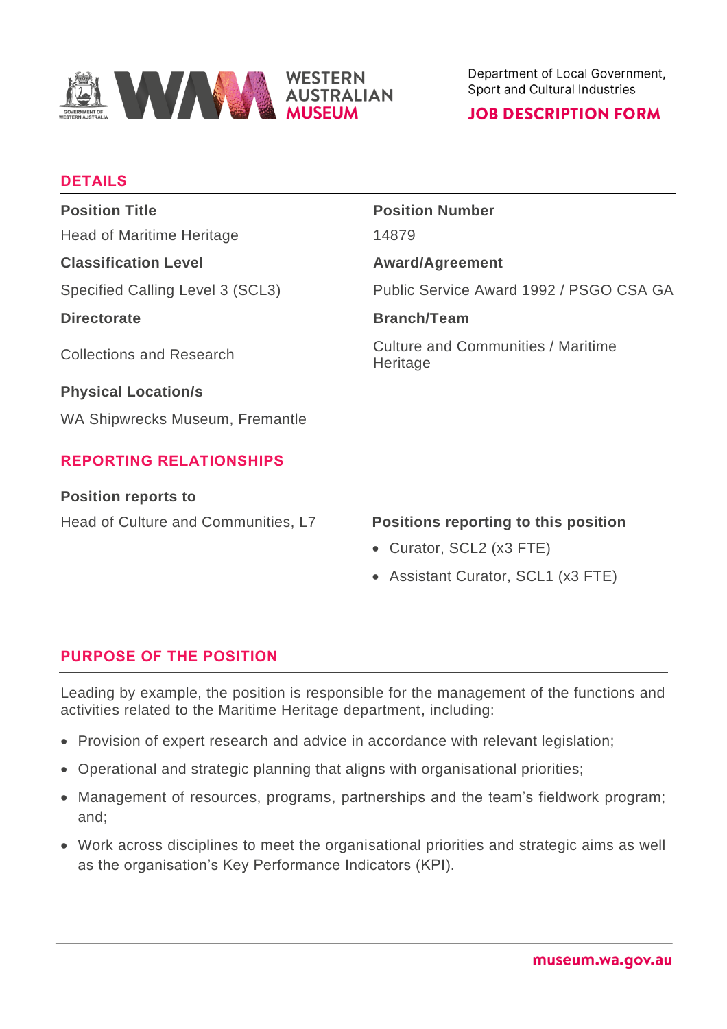Department of Local Government, Sport and Cultural Industries

**JOB DESCRIPTION FORM**

## DETAILS

**Position Title**

Head of Maritime Heritage

**Position Number**

14879

**Classification Level**

Specified Calling Level 3 (SCL3)

**Award/Agreement**

Public Service Award 1992 / PSGO CSA GA

**Directorate**

Collections and Research

**Branch/Team**

Culture and Communities / Maritime Heritage

**Physical Location/s**

WA Shipwrecks Museum, Fremantle

## REPORTING RELATIONSHIPS

**Position reports to**

Head of Culture and Communities, L7

**Positions reporting to this position**

- Curator, SCL2 (x3 FTE)
- Assistant Curator, SCL1 (x3 FTE)

## PURPOSE OF THE POSITION

Leading by example, the position is responsible for the management of the functions and activities related to the Maritime Heritage department, including:

- Provision of expert research and advice in accordance with relevant legislation;
- Operational and strategic planning that aligns with organisational priorities;
- Management of resources, programs, partnerships and the team's fieldwork program; and;
- Work across disciplines to meet the organisational priorities and strategic aims as well as the organisation's Key Performance Indicators (KPI).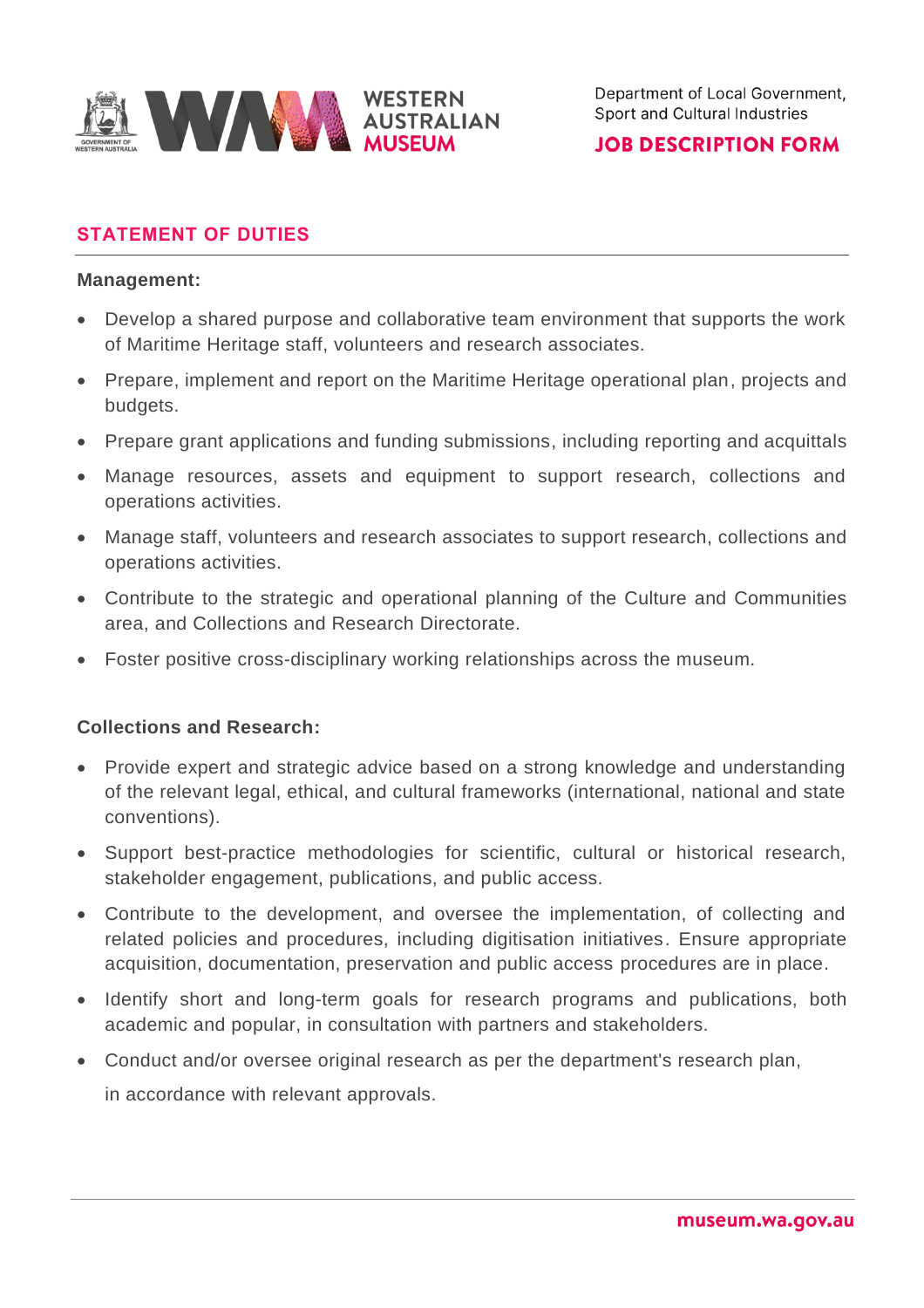## STATEMENT OF DUTIES

**Management:**

- Develop a shared purpose and collaborative team environment that supports the work of Maritime Heritage staff, volunteers and research associates.
- Prepare, implement and report on the Maritime Heritage operational plan, projects and budgets.
- Prepare grant applications and funding submissions, including reporting and acquittals
- Manage resources, assets and equipment to support research, collections and operations activities.
- Manage staff, volunteers and research associates to support research, collections and operations activities.
- Contribute to the strategic and operational planning of the Culture and Communities area, and Collections and Research Directorate.
- Foster positive cross-disciplinary working relationships across the museum.

**Collections and Research:**

- Provide expert and strategic advice based on a strong knowledge and understanding of the relevant legal, ethical, and cultural frameworks (international, national and state conventions).
- Support best-practice methodologies for scientific, cultural or historical research, stakeholder engagement, publications, and public access.
- Contribute to the development, and oversee the implementation, of collecting and related policies and procedures, including digitisation initiatives. Ensure appropriate acquisition, documentation, preservation and public access procedures are in place.
- Identify short and long-term goals for research programs and publications, both academic and popular, in consultation with partners and stakeholders.
- Conduct and/or oversee original research as per the department's research plan, in accordance with relevant approvals.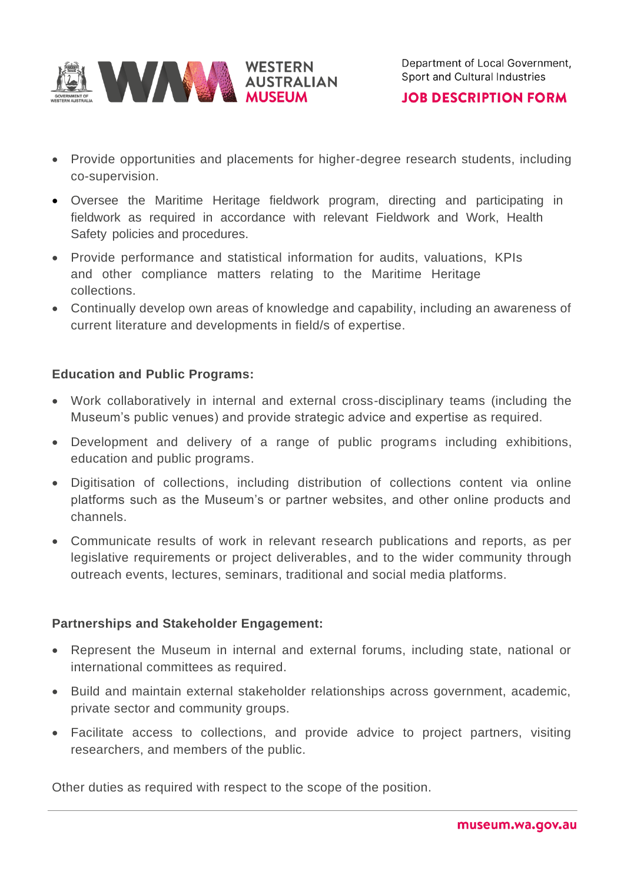- Provide opportunities and placements for higher-degree research students, including co-supervision.
- Oversee the Maritime Heritage fieldwork program, directing and participating in fieldwork as required in accordance with relevant Fieldwork and Work, Health Safety policies and procedures.
- Provide performance and statistical information for audits, valuations, KPIs and other compliance matters relating to the Maritime Heritage collections.
- Continually develop own areas of knowledge and capability, including an awareness of current literature and developments in field/s of expertise.

**Education and Public Programs:**

- Work collaboratively in internal and external cross-disciplinary teams (including the Museum's public venues) and provide strategic advice and expertise as required.
- Development and delivery of a range of public programs including exhibitions, education and public programs.
- Digitisation of collections, including distribution of collections content via online platforms such as the Museum's or partner websites, and other online products and channels.
- Communicate results of work in relevant research publications and reports, as per legislative requirements or project deliverables, and to the wider community through outreach events, lectures, seminars, traditional and social media platforms.

**Partnerships and Stakeholder Engagement:**

- Represent the Museum in internal and external forums, including state, national or international committees as required.
- Build and maintain external stakeholder relationships across government, academic, private sector and community groups.
- Facilitate access to collections, and provide advice to project partners, visiting researchers, and members of the public.

Other duties as required with respect to the scope of the position.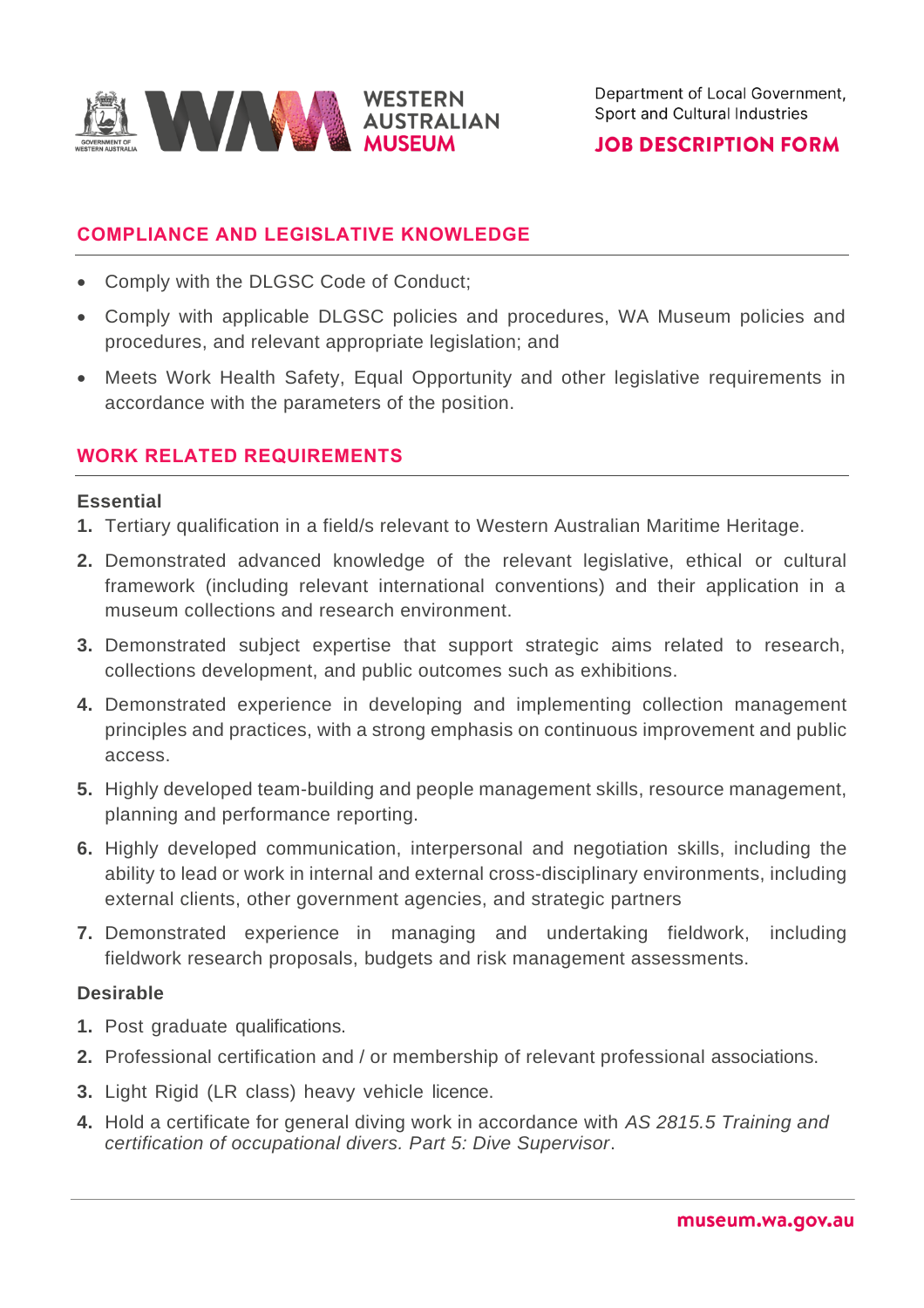## COMPLIANCE AND LEGISLATIVE KNOWLEDGE

- Comply with the DLGSC Code of Conduct;
- Comply with applicable DLGSC policies and procedures, WA Museum policies and procedures, and relevant appropriate legislation; and
- Meets Work Health Safety, Equal Opportunity and other legislative requirements in accordance with the parameters of the position.

## WORK RELATED REQUIREMENTS

### Essential

1. Tertiary qualification in a field/s relevant to Western Australian Maritime Heritage.
2. Demonstrated advanced knowledge of the relevant legislative, ethical or cultural framework (including relevant international conventions) and their application in a museum collections and research environment.
3. Demonstrated subject expertise that support strategic aims related to research, collections development, and public outcomes such as exhibitions.
4. Demonstrated experience in developing and implementing collection management principles and practices, with a strong emphasis on continuous improvement and public access.
5. Highly developed team-building and people management skills, resource management, planning and performance reporting.
6. Highly developed communication, interpersonal and negotiation skills, including the ability to lead or work in internal and external cross-disciplinary environments, including external clients, other government agencies, and strategic partners
7. Demonstrated experience in managing and undertaking fieldwork, including fieldwork research proposals, budgets and risk management assessments.

### Desirable

1. Post graduate qualifications.
2. Professional certification and / or membership of relevant professional associations.
3. Light Rigid (LR class) heavy vehicle licence.
4. Hold a certificate for general diving work in accordance with *AS 2815.5 Training and certification of occupational divers. Part 5: Dive Supervisor*.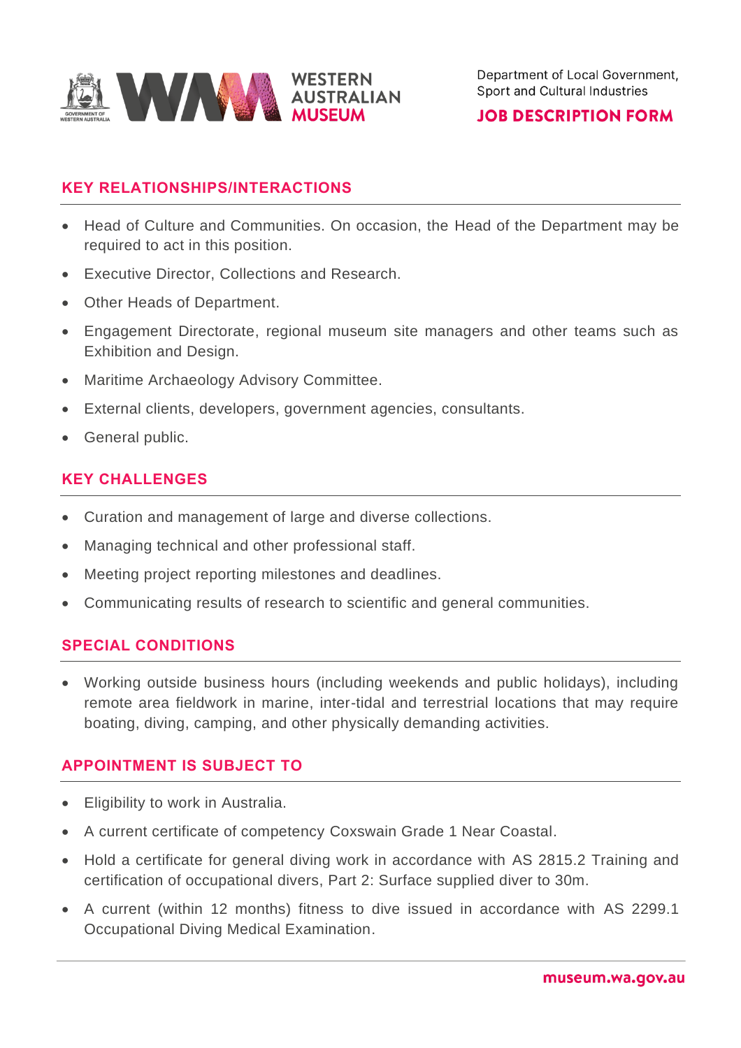## KEY RELATIONSHIPS/INTERACTIONS

- Head of Culture and Communities. On occasion, the Head of the Department may be required to act in this position.
- Executive Director, Collections and Research.
- Other Heads of Department.
- Engagement Directorate, regional museum site managers and other teams such as Exhibition and Design.
- Maritime Archaeology Advisory Committee.
- External clients, developers, government agencies, consultants.
- General public.

## KEY CHALLENGES

- Curation and management of large and diverse collections.
- Managing technical and other professional staff.
- Meeting project reporting milestones and deadlines.
- Communicating results of research to scientific and general communities.

## SPECIAL CONDITIONS

- Working outside business hours (including weekends and public holidays), including remote area fieldwork in marine, inter-tidal and terrestrial locations that may require boating, diving, camping, and other physically demanding activities.

## APPOINTMENT IS SUBJECT TO

- Eligibility to work in Australia.
- A current certificate of competency Coxswain Grade 1 Near Coastal.
- Hold a certificate for general diving work in accordance with AS 2815.2 Training and certification of occupational divers, Part 2: Surface supplied diver to 30m.
- A current (within 12 months) fitness to dive issued in accordance with AS 2299.1 Occupational Diving Medical Examination.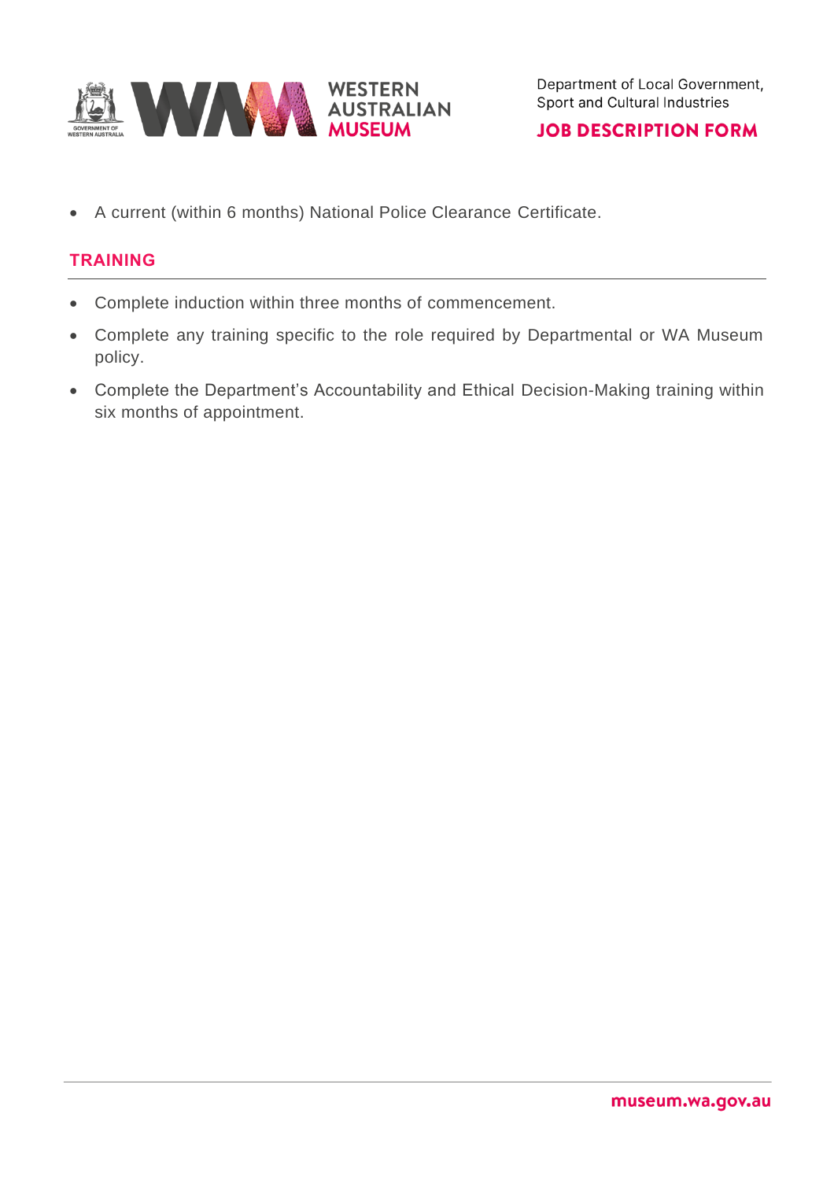- A current (within 6 months) National Police Clearance Certificate.

## TRAINING

- Complete induction within three months of commencement.
- Complete any training specific to the role required by Departmental or WA Museum policy.
- Complete the Department's Accountability and Ethical Decision-Making training within six months of appointment.